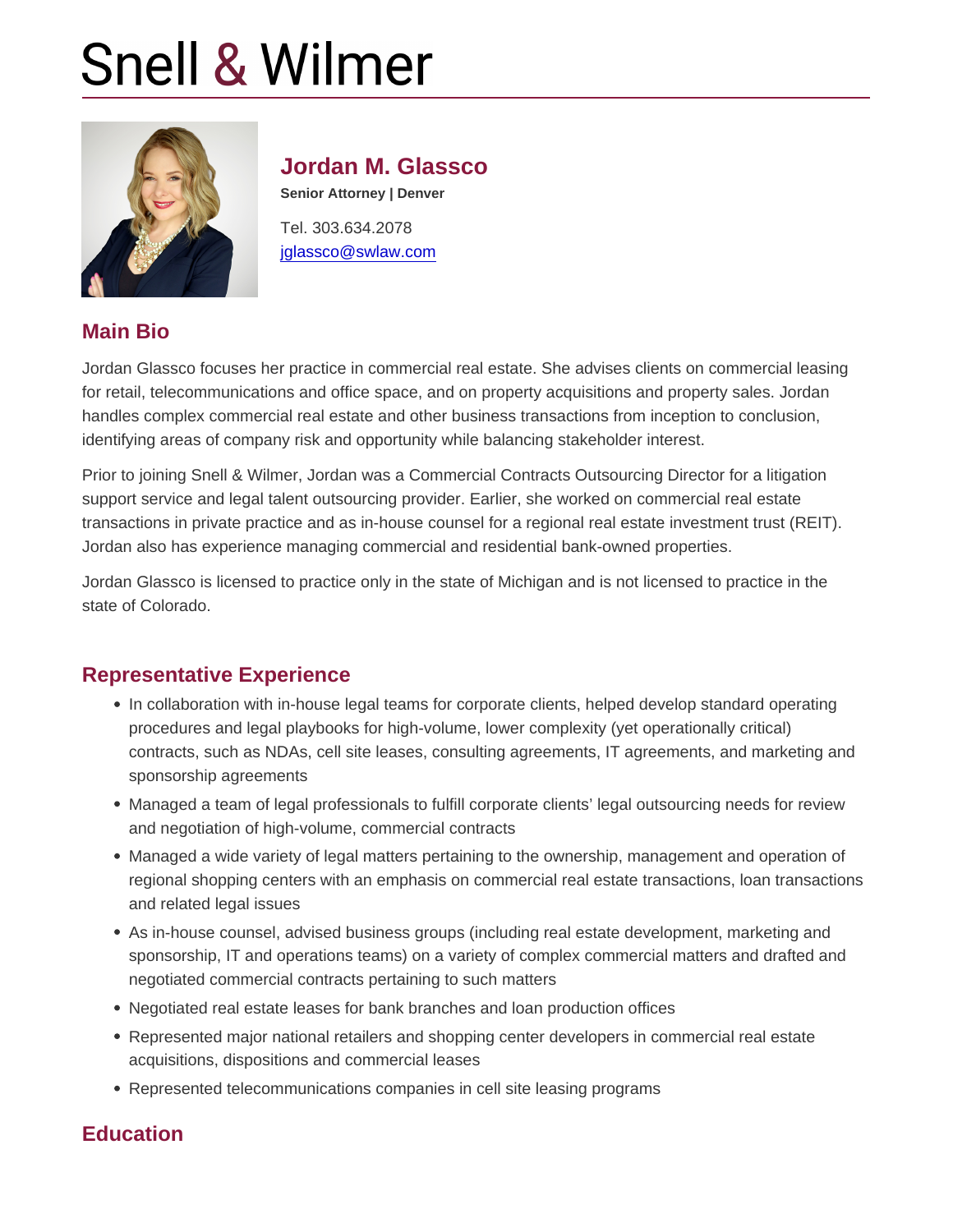# Snell & Wilmer

## Jordan M. Glassco

**Senior Attorney | Denver**

Tel. 303.634.2078
jglassco@swlaw.com

## Main Bio

Jordan Glassco focuses her practice in commercial real estate. She advises clients on commercial leasing for retail, telecommunications and office space, and on property acquisitions and property sales. Jordan handles complex commercial real estate and other business transactions from inception to conclusion, identifying areas of company risk and opportunity while balancing stakeholder interest.

Prior to joining Snell & Wilmer, Jordan was a Commercial Contracts Outsourcing Director for a litigation support service and legal talent outsourcing provider. Earlier, she worked on commercial real estate transactions in private practice and as in-house counsel for a regional real estate investment trust (REIT). Jordan also has experience managing commercial and residential bank-owned properties.

Jordan Glassco is licensed to practice only in the state of Michigan and is not licensed to practice in the state of Colorado.

## Representative Experience

- In collaboration with in-house legal teams for corporate clients, helped develop standard operating procedures and legal playbooks for high-volume, lower complexity (yet operationally critical) contracts, such as NDAs, cell site leases, consulting agreements, IT agreements, and marketing and sponsorship agreements
- Managed a team of legal professionals to fulfill corporate clients' legal outsourcing needs for review and negotiation of high-volume, commercial contracts
- Managed a wide variety of legal matters pertaining to the ownership, management and operation of regional shopping centers with an emphasis on commercial real estate transactions, loan transactions and related legal issues
- As in-house counsel, advised business groups (including real estate development, marketing and sponsorship, IT and operations teams) on a variety of complex commercial matters and drafted and negotiated commercial contracts pertaining to such matters
- Negotiated real estate leases for bank branches and loan production offices
- Represented major national retailers and shopping center developers in commercial real estate acquisitions, dispositions and commercial leases
- Represented telecommunications companies in cell site leasing programs

## Education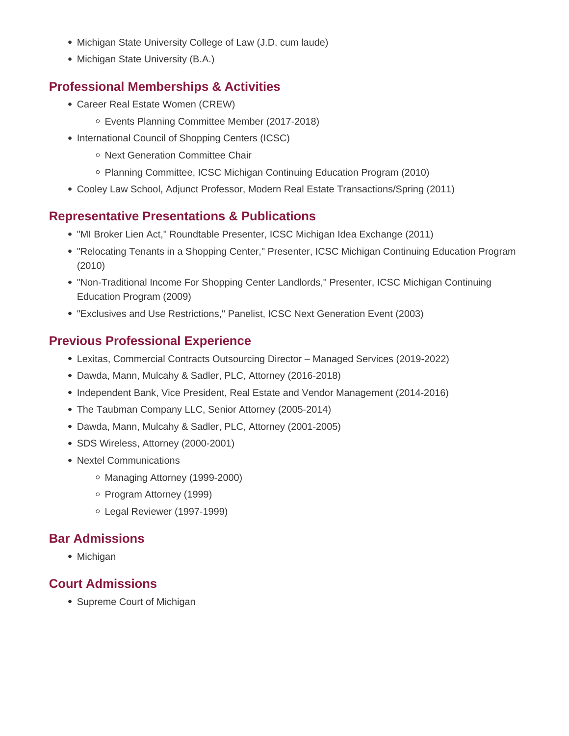- Michigan State University College of Law (J.D. cum laude)
- Michigan State University (B.A.)

## Professional Memberships & Activities

- Career Real Estate Women (CREW)
    - Events Planning Committee Member (2017-2018)
- International Council of Shopping Centers (ICSC)
    - Next Generation Committee Chair
    - Planning Committee, ICSC Michigan Continuing Education Program (2010)
- Cooley Law School, Adjunct Professor, Modern Real Estate Transactions/Spring (2011)

## Representative Presentations & Publications

- "MI Broker Lien Act," Roundtable Presenter, ICSC Michigan Idea Exchange (2011)
- "Relocating Tenants in a Shopping Center," Presenter, ICSC Michigan Continuing Education Program (2010)
- "Non-Traditional Income For Shopping Center Landlords," Presenter, ICSC Michigan Continuing Education Program (2009)
- "Exclusives and Use Restrictions," Panelist, ICSC Next Generation Event (2003)

## Previous Professional Experience

- Lexitas, Commercial Contracts Outsourcing Director – Managed Services (2019-2022)
- Dawda, Mann, Mulcahy & Sadler, PLC, Attorney (2016-2018)
- Independent Bank, Vice President, Real Estate and Vendor Management (2014-2016)
- The Taubman Company LLC, Senior Attorney (2005-2014)
- Dawda, Mann, Mulcahy & Sadler, PLC, Attorney (2001-2005)
- SDS Wireless, Attorney (2000-2001)
- Nextel Communications
    - Managing Attorney (1999-2000)
    - Program Attorney (1999)
    - Legal Reviewer (1997-1999)

## Bar Admissions

- Michigan

## Court Admissions

- Supreme Court of Michigan